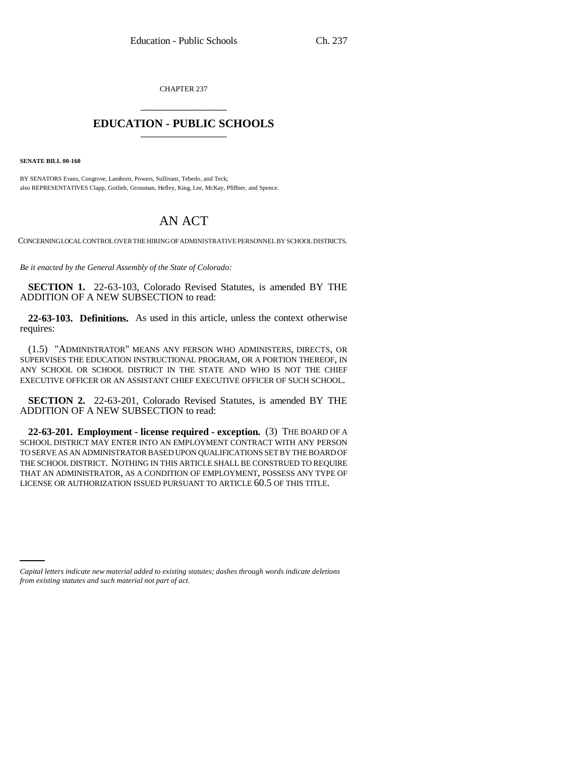CHAPTER 237

# EDUCATION - PUBLIC SCHOOLS

**SENATE BILL 00-160**

BY SENATORS Evans, Congrove, Lamborn, Powers, Sullivant, Tebedo, and Teck;
also REPRESENTATIVES Clapp, Gotlieb, Grossman, Hefley, King, Lee, McKay, Pfiffner, and Spence.

## AN ACT

CONCERNING LOCAL CONTROL OVER THE HIRING OF ADMINISTRATIVE PERSONNEL BY SCHOOL DISTRICTS.

*Be it enacted by the General Assembly of the State of Colorado:*

**SECTION 1.** 22-63-103, Colorado Revised Statutes, is amended BY THE ADDITION OF A NEW SUBSECTION to read:

**22-63-103. Definitions.** As used in this article, unless the context otherwise requires:

(1.5) "ADMINISTRATOR" MEANS ANY PERSON WHO ADMINISTERS, DIRECTS, OR SUPERVISES THE EDUCATION INSTRUCTIONAL PROGRAM, OR A PORTION THEREOF, IN ANY SCHOOL OR SCHOOL DISTRICT IN THE STATE AND WHO IS NOT THE CHIEF EXECUTIVE OFFICER OR AN ASSISTANT CHIEF EXECUTIVE OFFICER OF SUCH SCHOOL.

**SECTION 2.** 22-63-201, Colorado Revised Statutes, is amended BY THE ADDITION OF A NEW SUBSECTION to read:

**22-63-201. Employment - license required - exception.** (3) THE BOARD OF A SCHOOL DISTRICT MAY ENTER INTO AN EMPLOYMENT CONTRACT WITH ANY PERSON TO SERVE AS AN ADMINISTRATOR BASED UPON QUALIFICATIONS SET BY THE BOARD OF THE SCHOOL DISTRICT. NOTHING IN THIS ARTICLE SHALL BE CONSTRUED TO REQUIRE THAT AN ADMINISTRATOR, AS A CONDITION OF EMPLOYMENT, POSSESS ANY TYPE OF LICENSE OR AUTHORIZATION ISSUED PURSUANT TO ARTICLE 60.5 OF THIS TITLE.

*Capital letters indicate new material added to existing statutes; dashes through words indicate deletions from existing statutes and such material not part of act.*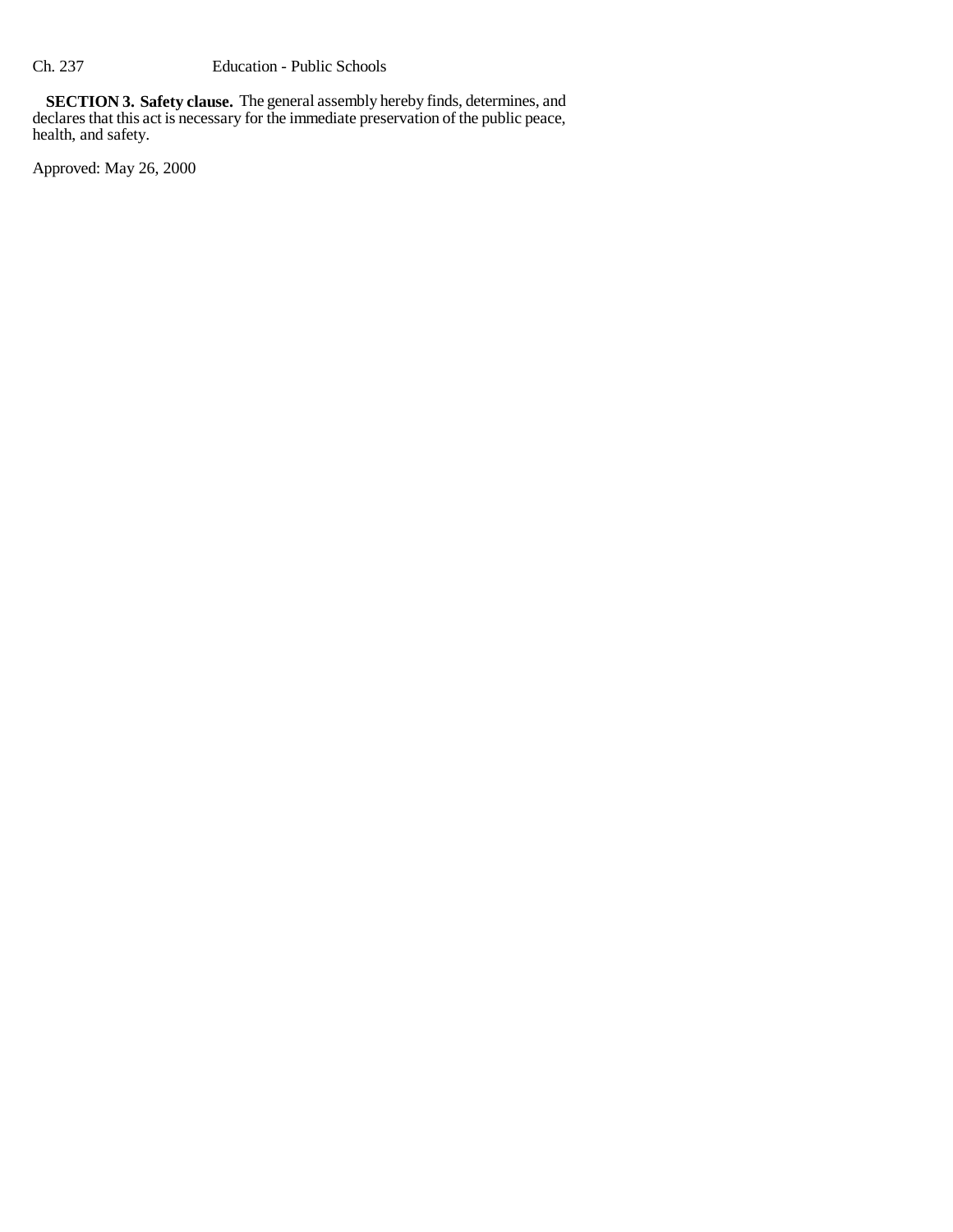**SECTION 3. Safety clause.** The general assembly hereby finds, determines, and declares that this act is necessary for the immediate preservation of the public peace, health, and safety.

Approved: May 26, 2000